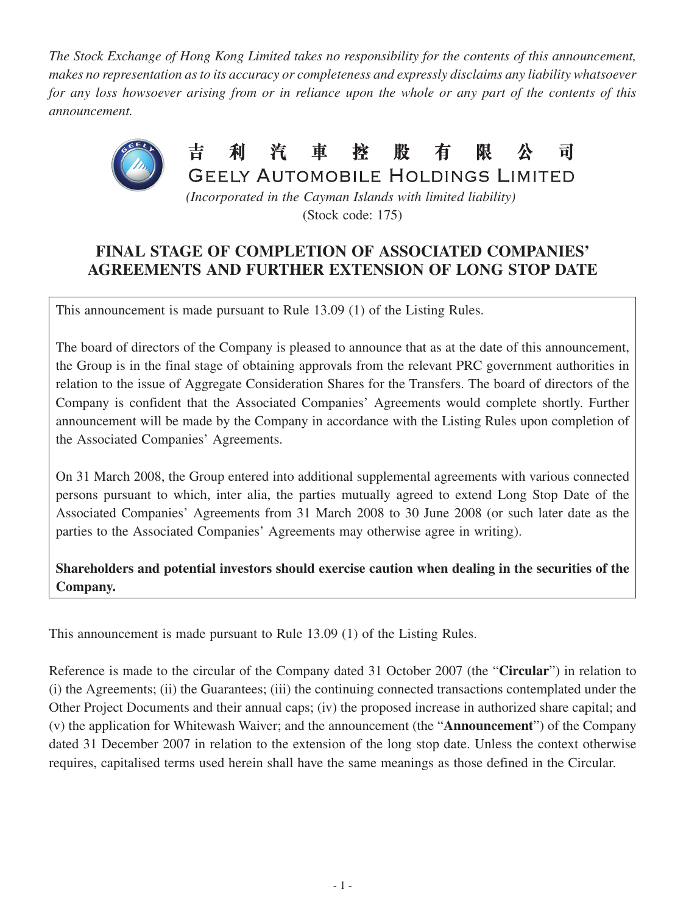*The Stock Exchange of Hong Kong Limited takes no responsibility for the contents of this announcement, makes no representation as to its accuracy or completeness and expressly disclaims any liability whatsoever for any loss howsoever arising from or in reliance upon the whole or any part of the contents of this announcement.*

# 吉利汽車控股有限公司
# GEELY AUTOMOBILE HOLDINGS LIMITED

*(Incorporated in the Cayman Islands with limited liability)*
(Stock code: 175)

## FINAL STAGE OF COMPLETION OF ASSOCIATED COMPANIES' AGREEMENTS AND FURTHER EXTENSION OF LONG STOP DATE

This announcement is made pursuant to Rule 13.09 (1) of the Listing Rules.

The board of directors of the Company is pleased to announce that as at the date of this announcement, the Group is in the final stage of obtaining approvals from the relevant PRC government authorities in relation to the issue of Aggregate Consideration Shares for the Transfers. The board of directors of the Company is confident that the Associated Companies' Agreements would complete shortly. Further announcement will be made by the Company in accordance with the Listing Rules upon completion of the Associated Companies' Agreements.

On 31 March 2008, the Group entered into additional supplemental agreements with various connected persons pursuant to which, inter alia, the parties mutually agreed to extend Long Stop Date of the Associated Companies' Agreements from 31 March 2008 to 30 June 2008 (or such later date as the parties to the Associated Companies' Agreements may otherwise agree in writing).

**Shareholders and potential investors should exercise caution when dealing in the securities of the Company.**

This announcement is made pursuant to Rule 13.09 (1) of the Listing Rules.

Reference is made to the circular of the Company dated 31 October 2007 (the "**Circular**") in relation to (i) the Agreements; (ii) the Guarantees; (iii) the continuing connected transactions contemplated under the Other Project Documents and their annual caps; (iv) the proposed increase in authorized share capital; and (v) the application for Whitewash Waiver; and the announcement (the "**Announcement**") of the Company dated 31 December 2007 in relation to the extension of the long stop date. Unless the context otherwise requires, capitalised terms used herein shall have the same meanings as those defined in the Circular.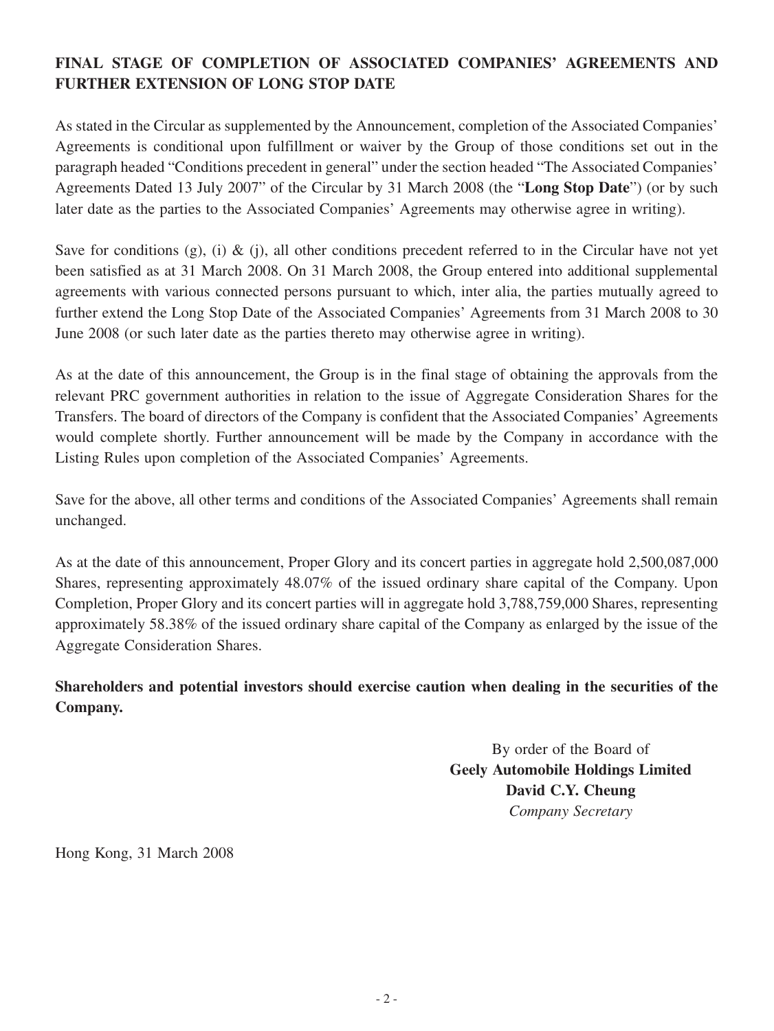## FINAL STAGE OF COMPLETION OF ASSOCIATED COMPANIES' AGREEMENTS AND FURTHER EXTENSION OF LONG STOP DATE

As stated in the Circular as supplemented by the Announcement, completion of the Associated Companies' Agreements is conditional upon fulfillment or waiver by the Group of those conditions set out in the paragraph headed "Conditions precedent in general" under the section headed "The Associated Companies' Agreements Dated 13 July 2007" of the Circular by 31 March 2008 (the "**Long Stop Date**") (or by such later date as the parties to the Associated Companies' Agreements may otherwise agree in writing).

Save for conditions (g), (i) & (j), all other conditions precedent referred to in the Circular have not yet been satisfied as at 31 March 2008. On 31 March 2008, the Group entered into additional supplemental agreements with various connected persons pursuant to which, inter alia, the parties mutually agreed to further extend the Long Stop Date of the Associated Companies' Agreements from 31 March 2008 to 30 June 2008 (or such later date as the parties thereto may otherwise agree in writing).

As at the date of this announcement, the Group is in the final stage of obtaining the approvals from the relevant PRC government authorities in relation to the issue of Aggregate Consideration Shares for the Transfers. The board of directors of the Company is confident that the Associated Companies' Agreements would complete shortly. Further announcement will be made by the Company in accordance with the Listing Rules upon completion of the Associated Companies' Agreements.

Save for the above, all other terms and conditions of the Associated Companies' Agreements shall remain unchanged.

As at the date of this announcement, Proper Glory and its concert parties in aggregate hold 2,500,087,000 Shares, representing approximately 48.07% of the issued ordinary share capital of the Company. Upon Completion, Proper Glory and its concert parties will in aggregate hold 3,788,759,000 Shares, representing approximately 58.38% of the issued ordinary share capital of the Company as enlarged by the issue of the Aggregate Consideration Shares.

**Shareholders and potential investors should exercise caution when dealing in the securities of the Company.**

By order of the Board of
**Geely Automobile Holdings Limited**
**David C.Y. Cheung**
*Company Secretary*

Hong Kong, 31 March 2008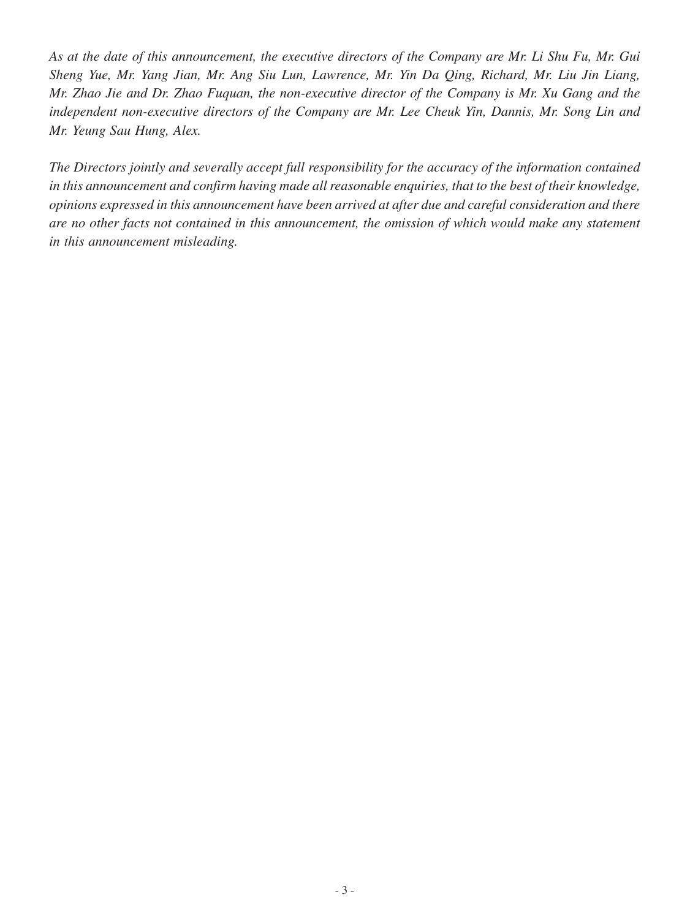*As at the date of this announcement, the executive directors of the Company are Mr. Li Shu Fu, Mr. Gui Sheng Yue, Mr. Yang Jian, Mr. Ang Siu Lun, Lawrence, Mr. Yin Da Qing, Richard, Mr. Liu Jin Liang, Mr. Zhao Jie and Dr. Zhao Fuquan, the non-executive director of the Company is Mr. Xu Gang and the independent non-executive directors of the Company are Mr. Lee Cheuk Yin, Dannis, Mr. Song Lin and Mr. Yeung Sau Hung, Alex.*

*The Directors jointly and severally accept full responsibility for the accuracy of the information contained in this announcement and confirm having made all reasonable enquiries, that to the best of their knowledge, opinions expressed in this announcement have been arrived at after due and careful consideration and there are no other facts not contained in this announcement, the omission of which would make any statement in this announcement misleading.*